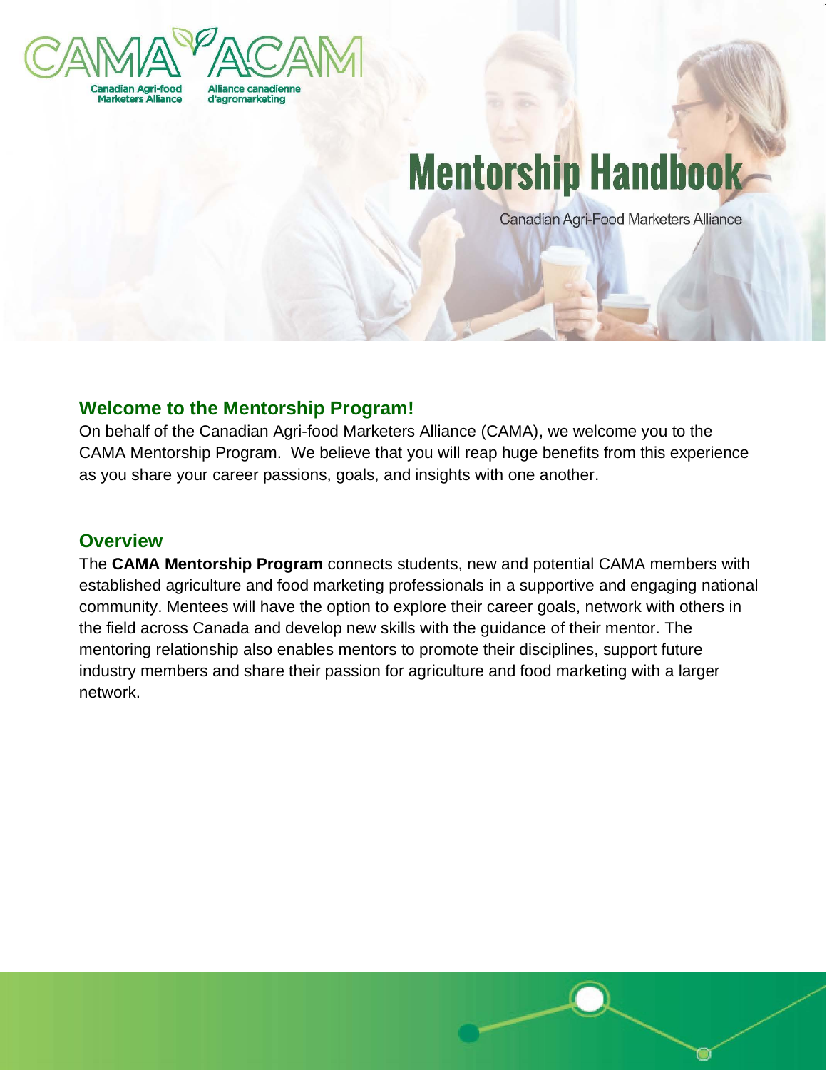CAMA ACAM

Canadian Agri-food Marketers Alliance

Alliance canadienne d'agromarketing

# Mentorship Handbook

Canadian Agri-Food Marketers Alliance

## Welcome to the Mentorship Program!

On behalf of the Canadian Agri-food Marketers Alliance (CAMA), we welcome you to the CAMA Mentorship Program. We believe that you will reap huge benefits from this experience as you share your career passions, goals, and insights with one another.

## Overview

The **CAMA Mentorship Program** connects students, new and potential CAMA members with established agriculture and food marketing professionals in a supportive and engaging national community. Mentees will have the option to explore their career goals, network with others in the field across Canada and develop new skills with the guidance of their mentor. The mentoring relationship also enables mentors to promote their disciplines, support future industry members and share their passion for agriculture and food marketing with a larger network.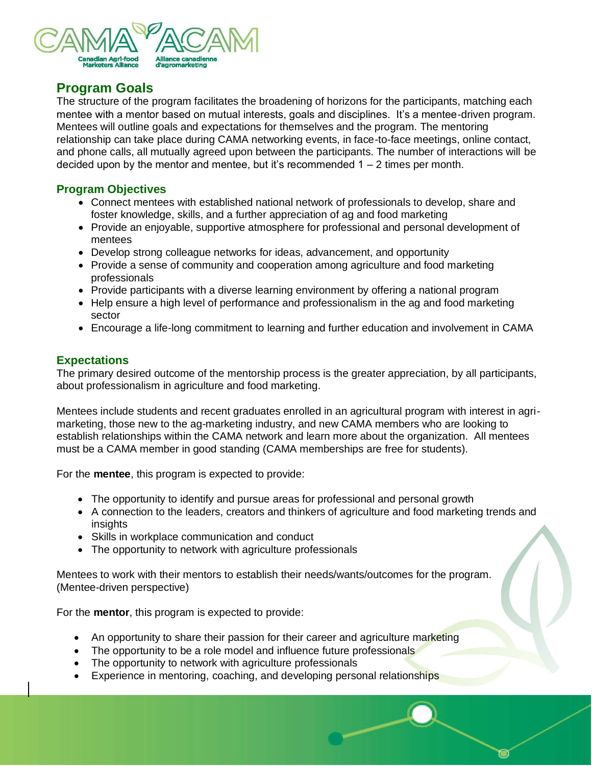## Program Goals

The structure of the program facilitates the broadening of horizons for the participants, matching each mentee with a mentor based on mutual interests, goals and disciplines. It's a mentee-driven program. Mentees will outline goals and expectations for themselves and the program. The mentoring relationship can take place during CAMA networking events, in face-to-face meetings, online contact, and phone calls, all mutually agreed upon between the participants. The number of interactions will be decided upon by the mentor and mentee, but it's recommended 1 – 2 times per month.

### Program Objectives

- Connect mentees with established national network of professionals to develop, share and foster knowledge, skills, and a further appreciation of ag and food marketing
- Provide an enjoyable, supportive atmosphere for professional and personal development of mentees
- Develop strong colleague networks for ideas, advancement, and opportunity
- Provide a sense of community and cooperation among agriculture and food marketing professionals
- Provide participants with a diverse learning environment by offering a national program
- Help ensure a high level of performance and professionalism in the ag and food marketing sector
- Encourage a life-long commitment to learning and further education and involvement in CAMA

### Expectations

The primary desired outcome of the mentorship process is the greater appreciation, by all participants, about professionalism in agriculture and food marketing.

Mentees include students and recent graduates enrolled in an agricultural program with interest in agri-marketing, those new to the ag-marketing industry, and new CAMA members who are looking to establish relationships within the CAMA network and learn more about the organization. All mentees must be a CAMA member in good standing (CAMA memberships are free for students).

For the **mentee**, this program is expected to provide:

- The opportunity to identify and pursue areas for professional and personal growth
- A connection to the leaders, creators and thinkers of agriculture and food marketing trends and insights
- Skills in workplace communication and conduct
- The opportunity to network with agriculture professionals

Mentees to work with their mentors to establish their needs/wants/outcomes for the program. (Mentee-driven perspective)

For the **mentor**, this program is expected to provide:

- An opportunity to share their passion for their career and agriculture marketing
- The opportunity to be a role model and influence future professionals
- The opportunity to network with agriculture professionals
- Experience in mentoring, coaching, and developing personal relationships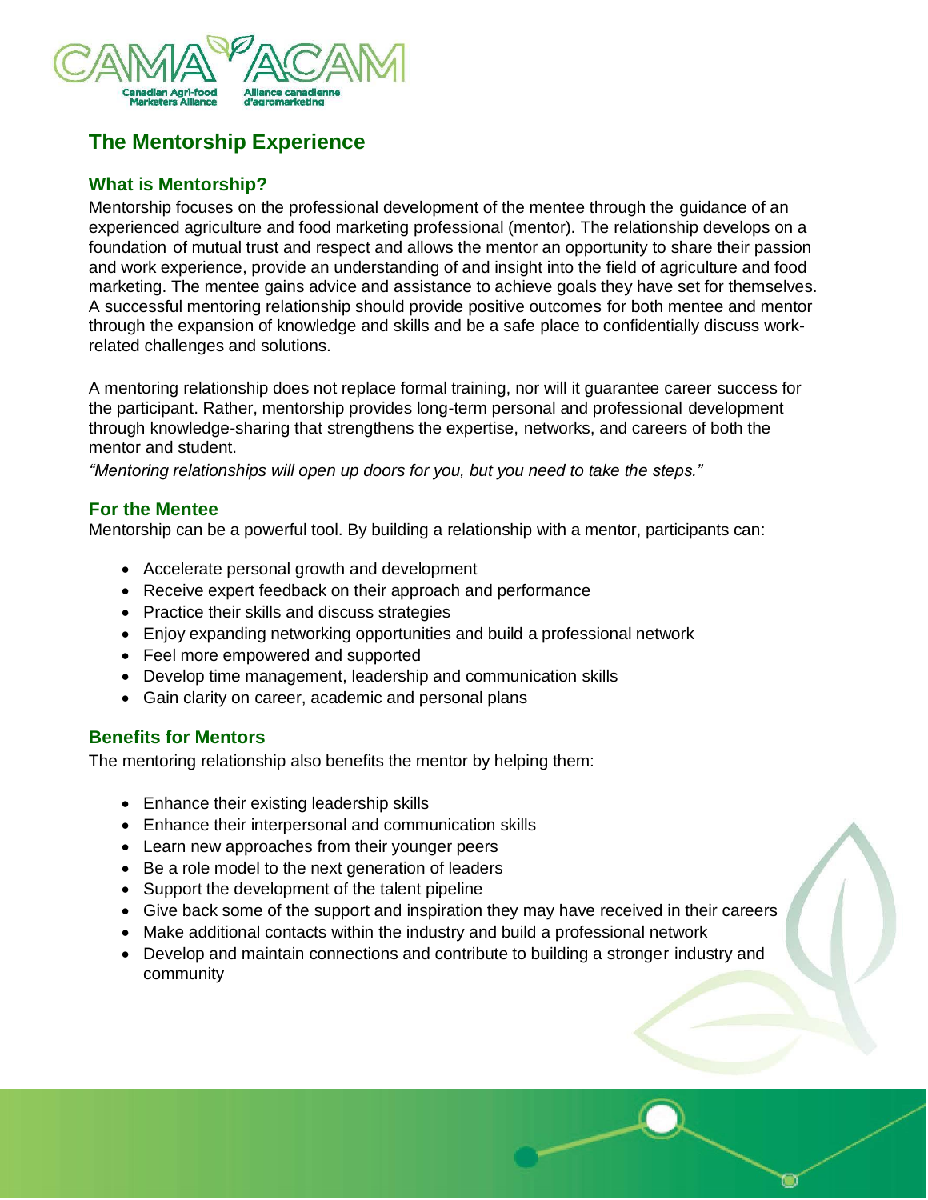# The Mentorship Experience

## What is Mentorship?

Mentorship focuses on the professional development of the mentee through the guidance of an experienced agriculture and food marketing professional (mentor). The relationship develops on a foundation of mutual trust and respect and allows the mentor an opportunity to share their passion and work experience, provide an understanding of and insight into the field of agriculture and food marketing. The mentee gains advice and assistance to achieve goals they have set for themselves. A successful mentoring relationship should provide positive outcomes for both mentee and mentor through the expansion of knowledge and skills and be a safe place to confidentially discuss work-related challenges and solutions.

A mentoring relationship does not replace formal training, nor will it guarantee career success for the participant. Rather, mentorship provides long-term personal and professional development through knowledge-sharing that strengthens the expertise, networks, and careers of both the mentor and student.

*"Mentoring relationships will open up doors for you, but you need to take the steps."*

## For the Mentee

Mentorship can be a powerful tool. By building a relationship with a mentor, participants can:

- Accelerate personal growth and development
- Receive expert feedback on their approach and performance
- Practice their skills and discuss strategies
- Enjoy expanding networking opportunities and build a professional network
- Feel more empowered and supported
- Develop time management, leadership and communication skills
- Gain clarity on career, academic and personal plans

## Benefits for Mentors

The mentoring relationship also benefits the mentor by helping them:

- Enhance their existing leadership skills
- Enhance their interpersonal and communication skills
- Learn new approaches from their younger peers
- Be a role model to the next generation of leaders
- Support the development of the talent pipeline
- Give back some of the support and inspiration they may have received in their careers
- Make additional contacts within the industry and build a professional network
- Develop and maintain connections and contribute to building a stronger industry and community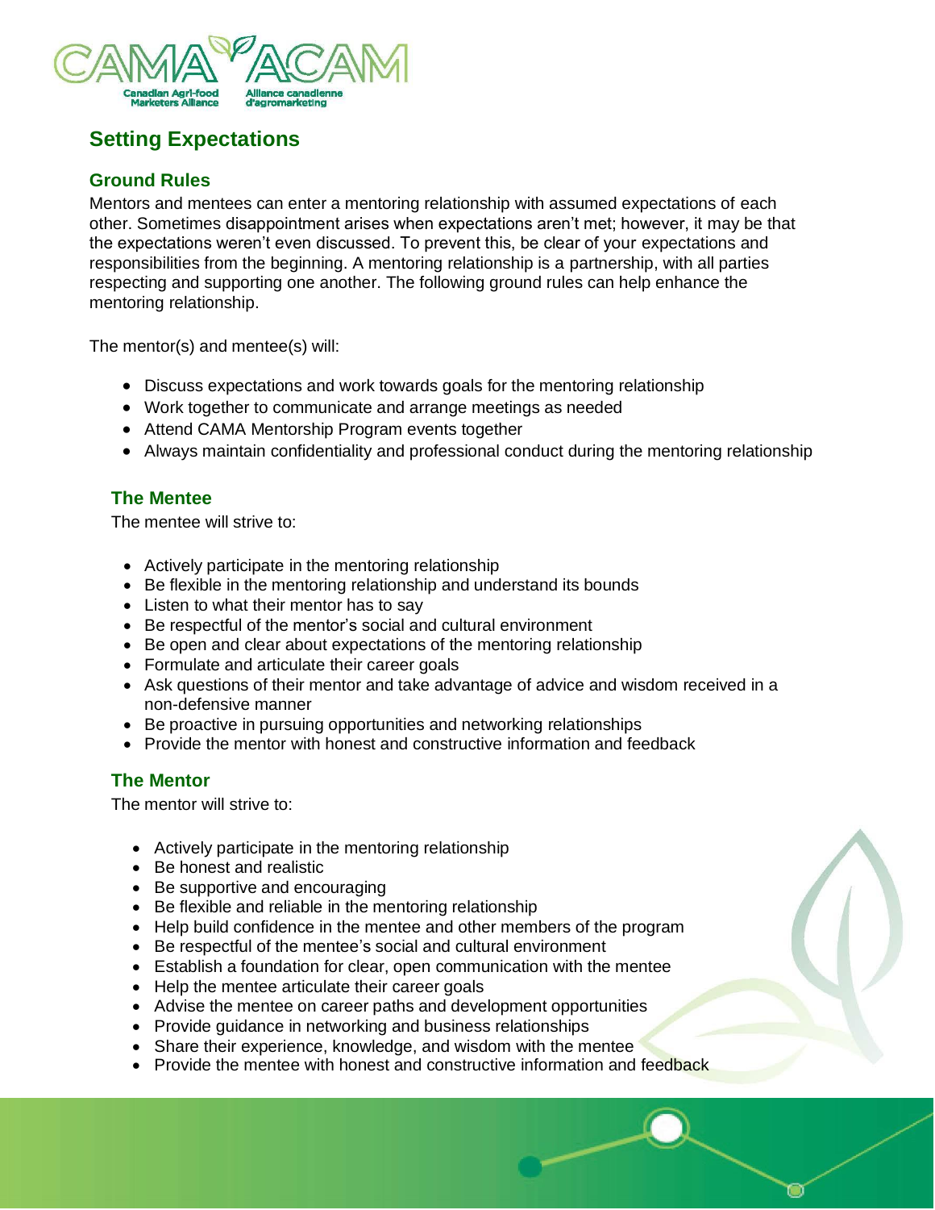## Setting Expectations

### Ground Rules

Mentors and mentees can enter a mentoring relationship with assumed expectations of each other. Sometimes disappointment arises when expectations aren't met; however, it may be that the expectations weren't even discussed. To prevent this, be clear of your expectations and responsibilities from the beginning. A mentoring relationship is a partnership, with all parties respecting and supporting one another. The following ground rules can help enhance the mentoring relationship.

The mentor(s) and mentee(s) will:

- Discuss expectations and work towards goals for the mentoring relationship
- Work together to communicate and arrange meetings as needed
- Attend CAMA Mentorship Program events together
- Always maintain confidentiality and professional conduct during the mentoring relationship

#### The Mentee

The mentee will strive to:

- Actively participate in the mentoring relationship
- Be flexible in the mentoring relationship and understand its bounds
- Listen to what their mentor has to say
- Be respectful of the mentor's social and cultural environment
- Be open and clear about expectations of the mentoring relationship
- Formulate and articulate their career goals
- Ask questions of their mentor and take advantage of advice and wisdom received in a non-defensive manner
- Be proactive in pursuing opportunities and networking relationships
- Provide the mentor with honest and constructive information and feedback

#### The Mentor

The mentor will strive to:

- Actively participate in the mentoring relationship
- Be honest and realistic
- Be supportive and encouraging
- Be flexible and reliable in the mentoring relationship
- Help build confidence in the mentee and other members of the program
- Be respectful of the mentee's social and cultural environment
- Establish a foundation for clear, open communication with the mentee
- Help the mentee articulate their career goals
- Advise the mentee on career paths and development opportunities
- Provide guidance in networking and business relationships
- Share their experience, knowledge, and wisdom with the mentee
- Provide the mentee with honest and constructive information and feedback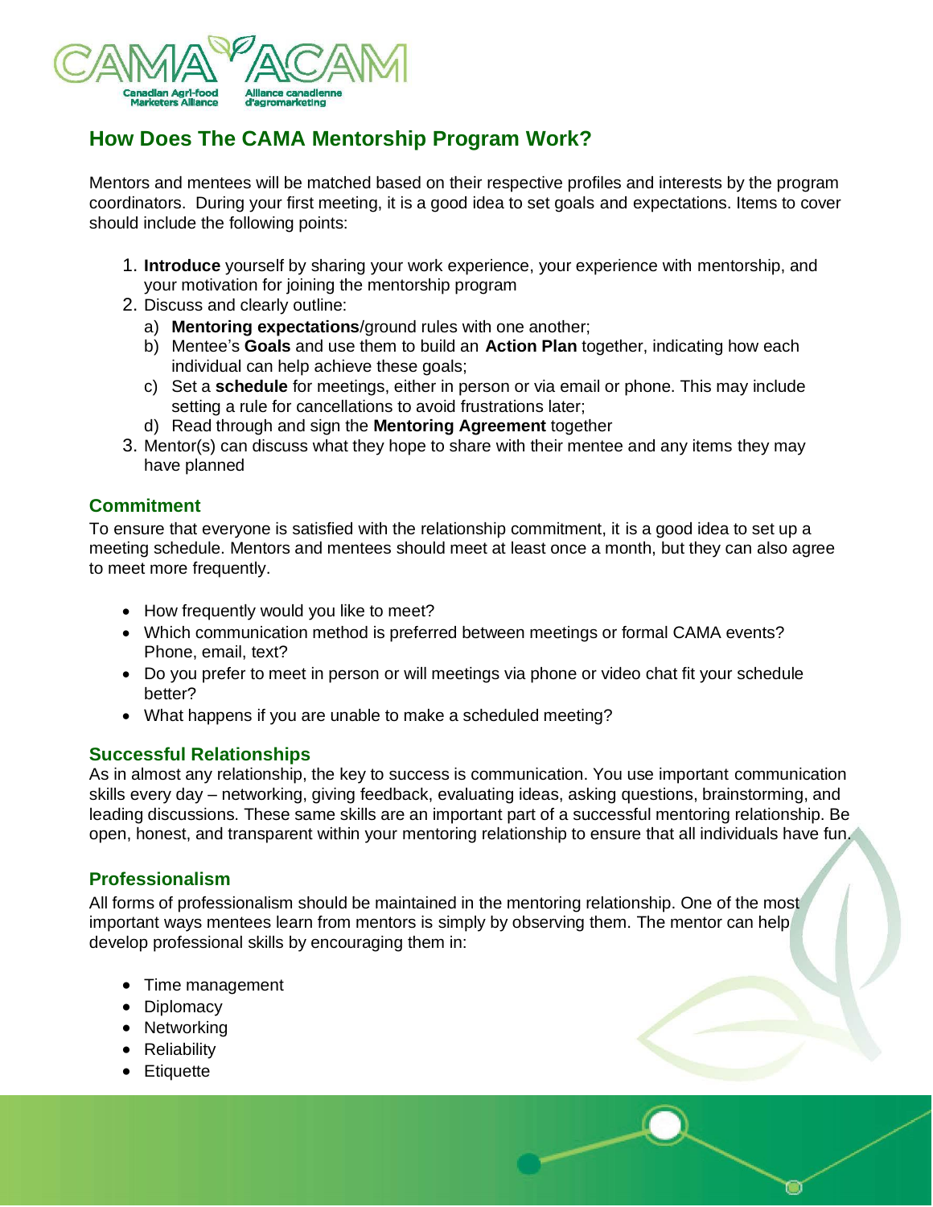## How Does The CAMA Mentorship Program Work?

Mentors and mentees will be matched based on their respective profiles and interests by the program coordinators. During your first meeting, it is a good idea to set goals and expectations. Items to cover should include the following points:

1. **Introduce** yourself by sharing your work experience, your experience with mentorship, and your motivation for joining the mentorship program
2. Discuss and clearly outline:
   a) **Mentoring expectations**/ground rules with one another;
   b) Mentee's **Goals** and use them to build an **Action Plan** together, indicating how each individual can help achieve these goals;
   c) Set a **schedule** for meetings, either in person or via email or phone. This may include setting a rule for cancellations to avoid frustrations later;
   d) Read through and sign the **Mentoring Agreement** together
3. Mentor(s) can discuss what they hope to share with their mentee and any items they may have planned

### Commitment

To ensure that everyone is satisfied with the relationship commitment, it is a good idea to set up a meeting schedule. Mentors and mentees should meet at least once a month, but they can also agree to meet more frequently.

- How frequently would you like to meet?
- Which communication method is preferred between meetings or formal CAMA events? Phone, email, text?
- Do you prefer to meet in person or will meetings via phone or video chat fit your schedule better?
- What happens if you are unable to make a scheduled meeting?

### Successful Relationships

As in almost any relationship, the key to success is communication. You use important communication skills every day – networking, giving feedback, evaluating ideas, asking questions, brainstorming, and leading discussions. These same skills are an important part of a successful mentoring relationship. Be open, honest, and transparent within your mentoring relationship to ensure that all individuals have fun.

### Professionalism

All forms of professionalism should be maintained in the mentoring relationship. One of the most important ways mentees learn from mentors is simply by observing them. The mentor can help develop professional skills by encouraging them in:

- Time management
- Diplomacy
- Networking
- Reliability
- Etiquette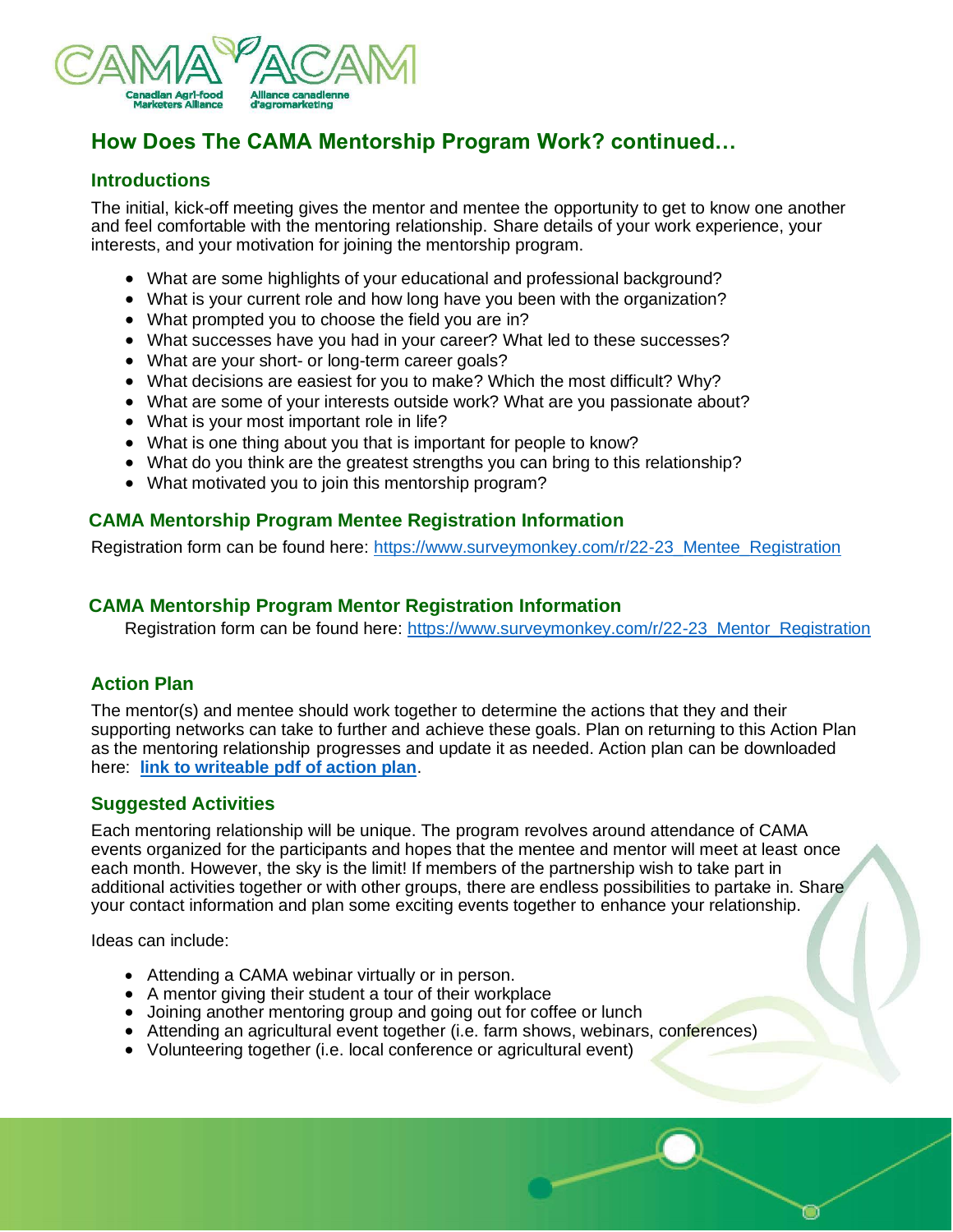## How Does The CAMA Mentorship Program Work? continued…

### Introductions

The initial, kick-off meeting gives the mentor and mentee the opportunity to get to know one another and feel comfortable with the mentoring relationship. Share details of your work experience, your interests, and your motivation for joining the mentorship program.

- What are some highlights of your educational and professional background?
- What is your current role and how long have you been with the organization?
- What prompted you to choose the field you are in?
- What successes have you had in your career? What led to these successes?
- What are your short- or long-term career goals?
- What decisions are easiest for you to make? Which the most difficult? Why?
- What are some of your interests outside work? What are you passionate about?
- What is your most important role in life?
- What is one thing about you that is important for people to know?
- What do you think are the greatest strengths you can bring to this relationship?
- What motivated you to join this mentorship program?

### CAMA Mentorship Program Mentee Registration Information

Registration form can be found here: https://www.surveymonkey.com/r/22-23_Mentee_Registration

### CAMA Mentorship Program Mentor Registration Information

Registration form can be found here: https://www.surveymonkey.com/r/22-23_Mentor_Registration

### Action Plan

The mentor(s) and mentee should work together to determine the actions that they and their supporting networks can take to further and achieve these goals. Plan on returning to this Action Plan as the mentoring relationship progresses and update it as needed. Action plan can be downloaded here: **link to writeable pdf of action plan**.

### Suggested Activities

Each mentoring relationship will be unique. The program revolves around attendance of CAMA events organized for the participants and hopes that the mentee and mentor will meet at least once each month. However, the sky is the limit! If members of the partnership wish to take part in additional activities together or with other groups, there are endless possibilities to partake in. Share your contact information and plan some exciting events together to enhance your relationship.

Ideas can include:

- Attending a CAMA webinar virtually or in person.
- A mentor giving their student a tour of their workplace
- Joining another mentoring group and going out for coffee or lunch
- Attending an agricultural event together (i.e. farm shows, webinars, conferences)
- Volunteering together (i.e. local conference or agricultural event)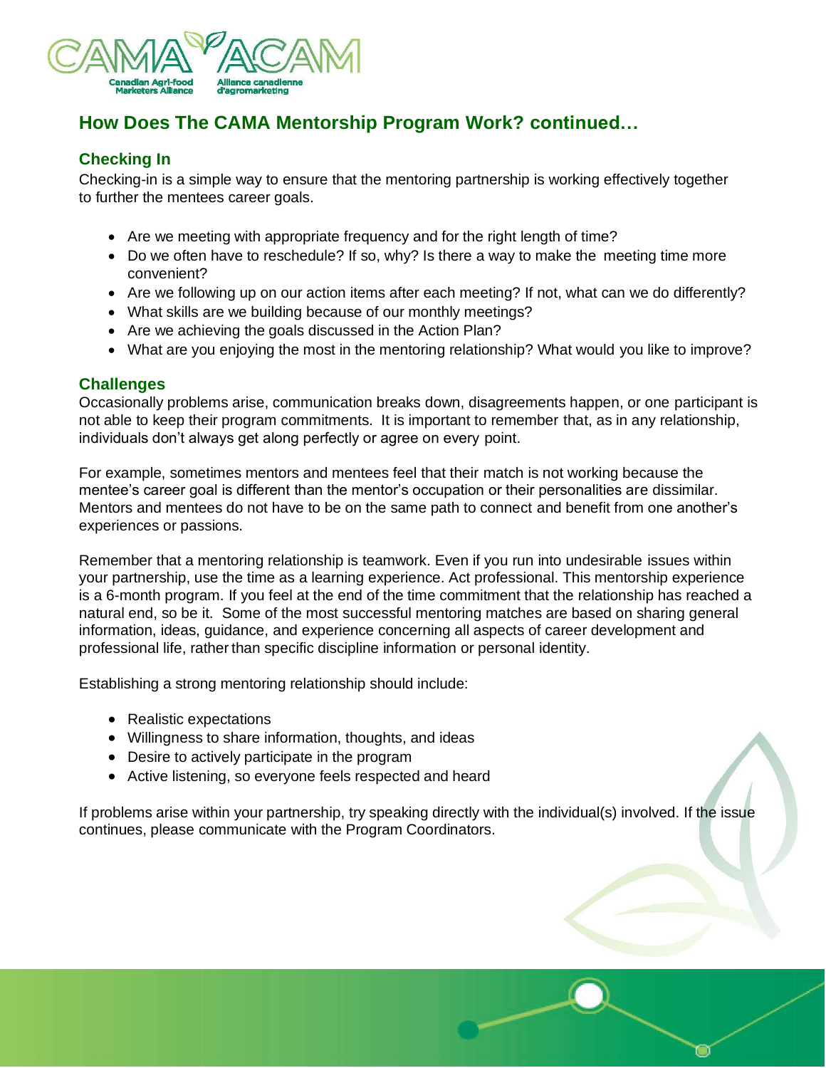## How Does The CAMA Mentorship Program Work? continued…

### Checking In

Checking-in is a simple way to ensure that the mentoring partnership is working effectively together to further the mentees career goals.

- Are we meeting with appropriate frequency and for the right length of time?
- Do we often have to reschedule? If so, why? Is there a way to make the meeting time more convenient?
- Are we following up on our action items after each meeting? If not, what can we do differently?
- What skills are we building because of our monthly meetings?
- Are we achieving the goals discussed in the Action Plan?
- What are you enjoying the most in the mentoring relationship? What would you like to improve?

### Challenges

Occasionally problems arise, communication breaks down, disagreements happen, or one participant is not able to keep their program commitments. It is important to remember that, as in any relationship, individuals don't always get along perfectly or agree on every point.

For example, sometimes mentors and mentees feel that their match is not working because the mentee's career goal is different than the mentor's occupation or their personalities are dissimilar. Mentors and mentees do not have to be on the same path to connect and benefit from one another's experiences or passions.

Remember that a mentoring relationship is teamwork. Even if you run into undesirable issues within your partnership, use the time as a learning experience. Act professional. This mentorship experience is a 6-month program. If you feel at the end of the time commitment that the relationship has reached a natural end, so be it. Some of the most successful mentoring matches are based on sharing general information, ideas, guidance, and experience concerning all aspects of career development and professional life, rather than specific discipline information or personal identity.

Establishing a strong mentoring relationship should include:

- Realistic expectations
- Willingness to share information, thoughts, and ideas
- Desire to actively participate in the program
- Active listening, so everyone feels respected and heard

If problems arise within your partnership, try speaking directly with the individual(s) involved. If the issue continues, please communicate with the Program Coordinators.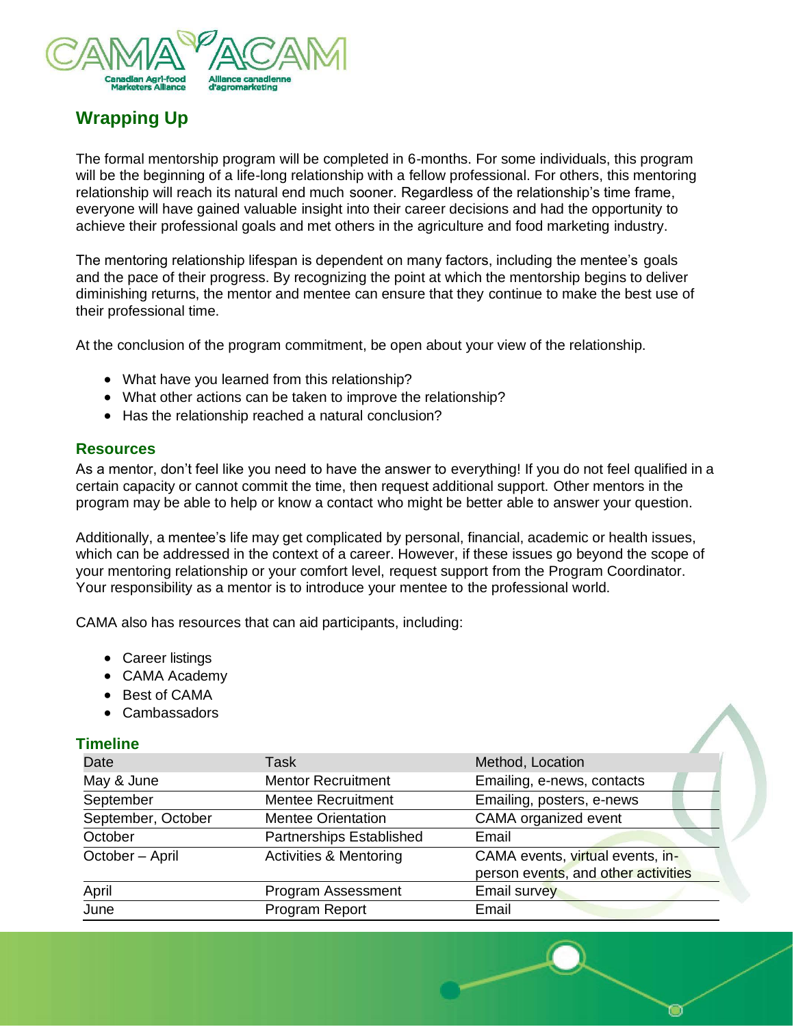## Wrapping Up

The formal mentorship program will be completed in 6-months. For some individuals, this program will be the beginning of a life-long relationship with a fellow professional. For others, this mentoring relationship will reach its natural end much sooner. Regardless of the relationship's time frame, everyone will have gained valuable insight into their career decisions and had the opportunity to achieve their professional goals and met others in the agriculture and food marketing industry.

The mentoring relationship lifespan is dependent on many factors, including the mentee's goals and the pace of their progress. By recognizing the point at which the mentorship begins to deliver diminishing returns, the mentor and mentee can ensure that they continue to make the best use of their professional time.

At the conclusion of the program commitment, be open about your view of the relationship.

- What have you learned from this relationship?
- What other actions can be taken to improve the relationship?
- Has the relationship reached a natural conclusion?

### Resources

As a mentor, don't feel like you need to have the answer to everything! If you do not feel qualified in a certain capacity or cannot commit the time, then request additional support. Other mentors in the program may be able to help or know a contact who might be better able to answer your question.

Additionally, a mentee's life may get complicated by personal, financial, academic or health issues, which can be addressed in the context of a career. However, if these issues go beyond the scope of your mentoring relationship or your comfort level, request support from the Program Coordinator. Your responsibility as a mentor is to introduce your mentee to the professional world.

CAMA also has resources that can aid participants, including:

- Career listings
- CAMA Academy
- Best of CAMA
- Cambassadors

### Timeline

| Date | Task | Method, Location |
|---|---|---|
| May & June | Mentor Recruitment | Emailing, e-news, contacts |
| September | Mentee Recruitment | Emailing, posters, e-news |
| September, October | Mentee Orientation | CAMA organized event |
| October | Partnerships Established | Email |
| October – April | Activities & Mentoring | CAMA events, virtual events, in-person events, and other activities |
| April | Program Assessment | Email survey |
| June | Program Report | Email |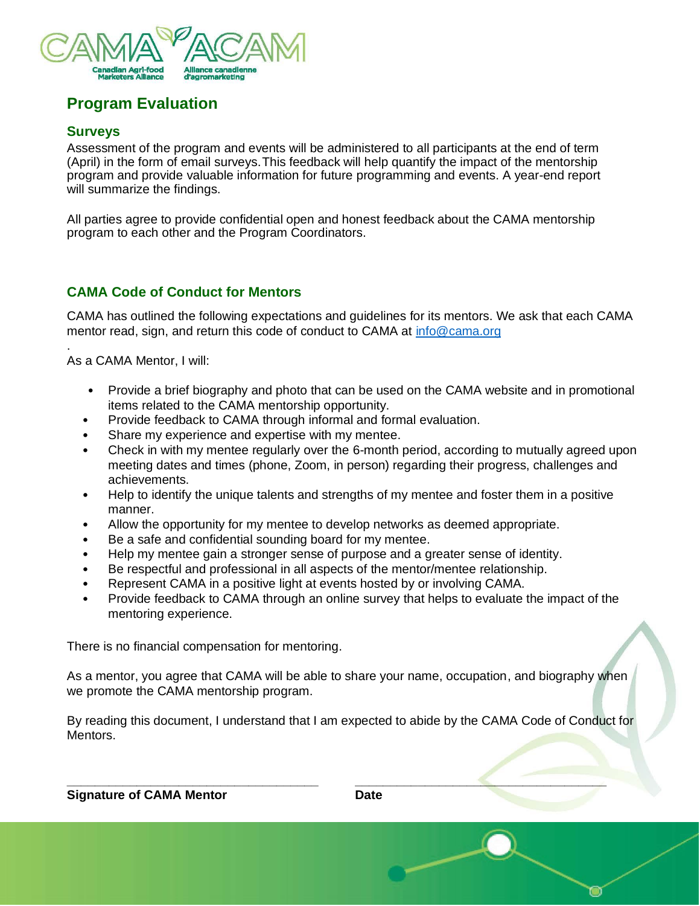## Program Evaluation

### Surveys

Assessment of the program and events will be administered to all participants at the end of term (April) in the form of email surveys. This feedback will help quantify the impact of the mentorship program and provide valuable information for future programming and events. A year-end report will summarize the findings.

All parties agree to provide confidential open and honest feedback about the CAMA mentorship program to each other and the Program Coordinators.

### CAMA Code of Conduct for Mentors

CAMA has outlined the following expectations and guidelines for its mentors. We ask that each CAMA mentor read, sign, and return this code of conduct to CAMA at info@cama.org

.

As a CAMA Mentor, I will:

- Provide a brief biography and photo that can be used on the CAMA website and in promotional items related to the CAMA mentorship opportunity.
- Provide feedback to CAMA through informal and formal evaluation.
- Share my experience and expertise with my mentee.
- Check in with my mentee regularly over the 6-month period, according to mutually agreed upon meeting dates and times (phone, Zoom, in person) regarding their progress, challenges and achievements.
- Help to identify the unique talents and strengths of my mentee and foster them in a positive manner.
- Allow the opportunity for my mentee to develop networks as deemed appropriate.
- Be a safe and confidential sounding board for my mentee.
- Help my mentee gain a stronger sense of purpose and a greater sense of identity.
- Be respectful and professional in all aspects of the mentor/mentee relationship.
- Represent CAMA in a positive light at events hosted by or involving CAMA.
- Provide feedback to CAMA through an online survey that helps to evaluate the impact of the mentoring experience.

There is no financial compensation for mentoring.

As a mentor, you agree that CAMA will be able to share your name, occupation, and biography when we promote the CAMA mentorship program.

By reading this document, I understand that I am expected to abide by the CAMA Code of Conduct for Mentors.

\_\_\_\_\_\_\_\_\_\_\_\_\_\_\_\_\_\_\_\_\_\_\_\_\_\_\_\_\_\_\_\_\_\_\_\_\_\_ \_\_\_\_\_\_\_\_\_\_\_\_\_\_\_\_\_\_\_\_\_\_\_\_\_\_\_\_\_\_\_\_\_\_\_\_\_\_

**Signature of CAMA Mentor** **Date**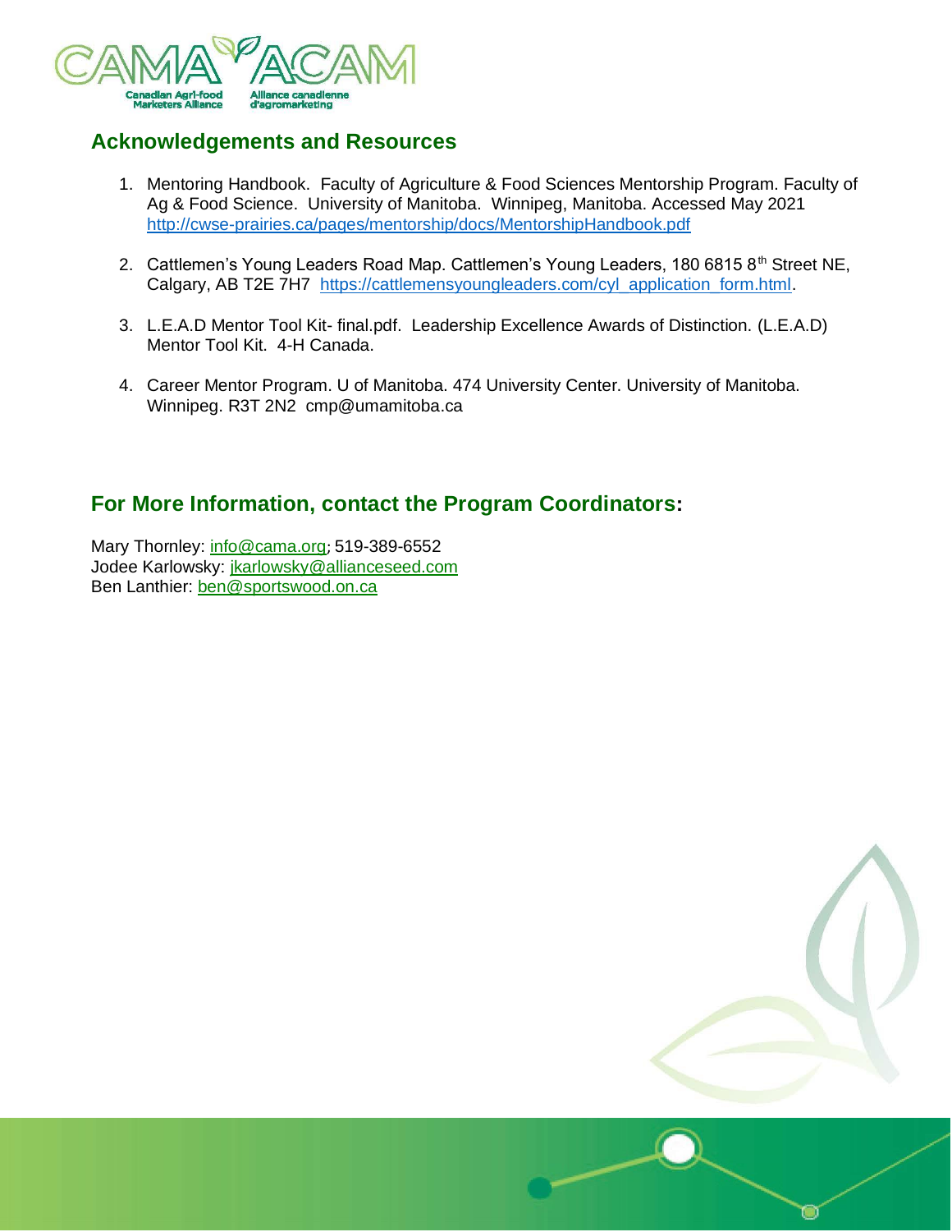## Acknowledgements and Resources

1. Mentoring Handbook. Faculty of Agriculture & Food Sciences Mentorship Program. Faculty of Ag & Food Science. University of Manitoba. Winnipeg, Manitoba. Accessed May 2021 http://cwse-prairies.ca/pages/mentorship/docs/MentorshipHandbook.pdf

2. Cattlemen's Young Leaders Road Map. Cattlemen's Young Leaders, 180 6815 8th Street NE, Calgary, AB T2E 7H7 https://cattlemensyoungleaders.com/cyl_application_form.html.

3. L.E.A.D Mentor Tool Kit- final.pdf. Leadership Excellence Awards of Distinction. (L.E.A.D) Mentor Tool Kit. 4-H Canada.

4. Career Mentor Program. U of Manitoba. 474 University Center. University of Manitoba. Winnipeg. R3T 2N2 cmp@umamitoba.ca

## For More Information, contact the Program Coordinators:

Mary Thornley: info@cama.org; 519-389-6552
Jodee Karlowsky: jkarlowsky@allianceseed.com
Ben Lanthier: ben@sportswood.on.ca